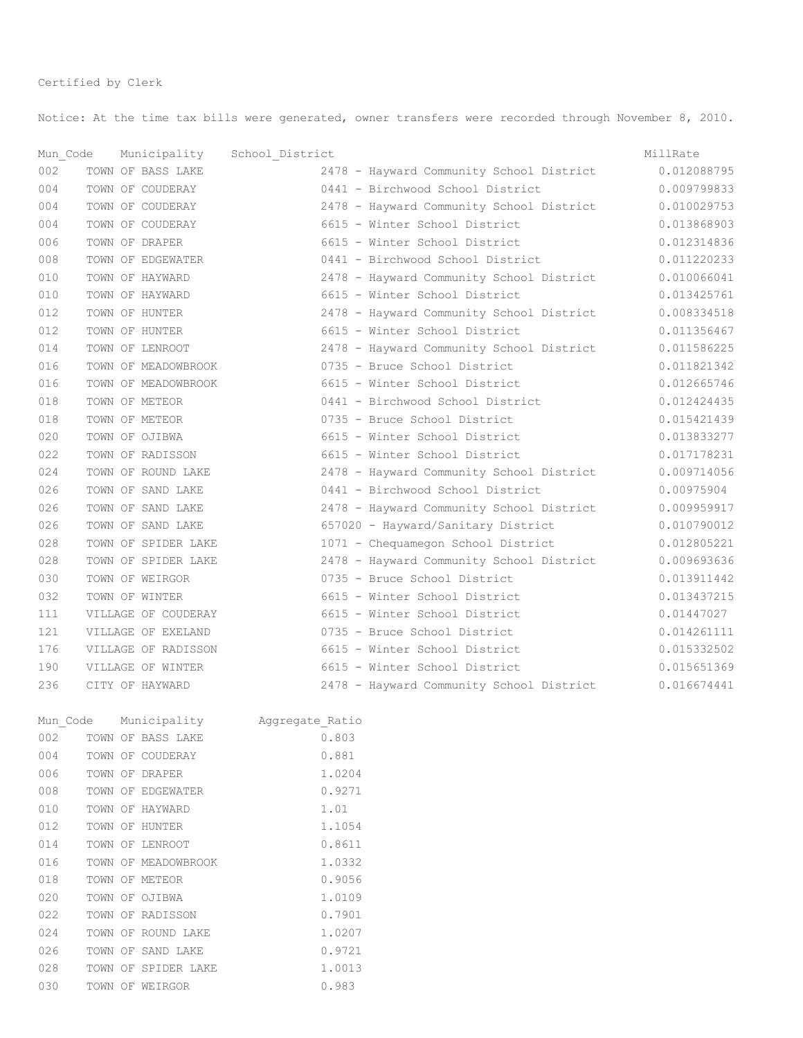Certified by Clerk

Notice: At the time tax bills were generated, owner transfers were recorded through November 8, 2010.

| Mun_Code | Municipality | School_District | MillRate |
|---|---|---|---|
| 002 | TOWN OF BASS LAKE | 2478 - Hayward Community School District | 0.012088795 |
| 004 | TOWN OF COUDERAY | 0441 - Birchwood School District | 0.009799833 |
| 004 | TOWN OF COUDERAY | 2478 - Hayward Community School District | 0.010029753 |
| 004 | TOWN OF COUDERAY | 6615 - Winter School District | 0.013868903 |
| 006 | TOWN OF DRAPER | 6615 - Winter School District | 0.012314836 |
| 008 | TOWN OF EDGEWATER | 0441 - Birchwood School District | 0.011220233 |
| 010 | TOWN OF HAYWARD | 2478 - Hayward Community School District | 0.010066041 |
| 010 | TOWN OF HAYWARD | 6615 - Winter School District | 0.013425761 |
| 012 | TOWN OF HUNTER | 2478 - Hayward Community School District | 0.008334518 |
| 012 | TOWN OF HUNTER | 6615 - Winter School District | 0.011356467 |
| 014 | TOWN OF LENROOT | 2478 - Hayward Community School District | 0.011586225 |
| 016 | TOWN OF MEADOWBROOK | 0735 - Bruce School District | 0.011821342 |
| 016 | TOWN OF MEADOWBROOK | 6615 - Winter School District | 0.012665746 |
| 018 | TOWN OF METEOR | 0441 - Birchwood School District | 0.012424435 |
| 018 | TOWN OF METEOR | 0735 - Bruce School District | 0.015421439 |
| 020 | TOWN OF OJIBWA | 6615 - Winter School District | 0.013833277 |
| 022 | TOWN OF RADISSON | 6615 - Winter School District | 0.017178231 |
| 024 | TOWN OF ROUND LAKE | 2478 - Hayward Community School District | 0.009714056 |
| 026 | TOWN OF SAND LAKE | 0441 - Birchwood School District | 0.00975904 |
| 026 | TOWN OF SAND LAKE | 2478 - Hayward Community School District | 0.009959917 |
| 026 | TOWN OF SAND LAKE | 657020 - Hayward/Sanitary District | 0.010790012 |
| 028 | TOWN OF SPIDER LAKE | 1071 - Chequamegon School District | 0.012805221 |
| 028 | TOWN OF SPIDER LAKE | 2478 - Hayward Community School District | 0.009693636 |
| 030 | TOWN OF WEIRGOR | 0735 - Bruce School District | 0.013911442 |
| 032 | TOWN OF WINTER | 6615 - Winter School District | 0.013437215 |
| 111 | VILLAGE OF COUDERAY | 6615 - Winter School District | 0.01447027 |
| 121 | VILLAGE OF EXELAND | 0735 - Bruce School District | 0.014261111 |
| 176 | VILLAGE OF RADISSON | 6615 - Winter School District | 0.015332502 |
| 190 | VILLAGE OF WINTER | 6615 - Winter School District | 0.015651369 |
| 236 | CITY OF HAYWARD | 2478 - Hayward Community School District | 0.016674441 |

| Mun_Code | Municipality | Aggregate_Ratio |
|---|---|---|
| 002 | TOWN OF BASS LAKE | 0.803 |
| 004 | TOWN OF COUDERAY | 0.881 |
| 006 | TOWN OF DRAPER | 1.0204 |
| 008 | TOWN OF EDGEWATER | 0.9271 |
| 010 | TOWN OF HAYWARD | 1.01 |
| 012 | TOWN OF HUNTER | 1.1054 |
| 014 | TOWN OF LENROOT | 0.8611 |
| 016 | TOWN OF MEADOWBROOK | 1.0332 |
| 018 | TOWN OF METEOR | 0.9056 |
| 020 | TOWN OF OJIBWA | 1.0109 |
| 022 | TOWN OF RADISSON | 0.7901 |
| 024 | TOWN OF ROUND LAKE | 1.0207 |
| 026 | TOWN OF SAND LAKE | 0.9721 |
| 028 | TOWN OF SPIDER LAKE | 1.0013 |
| 030 | TOWN OF WEIRGOR | 0.983 |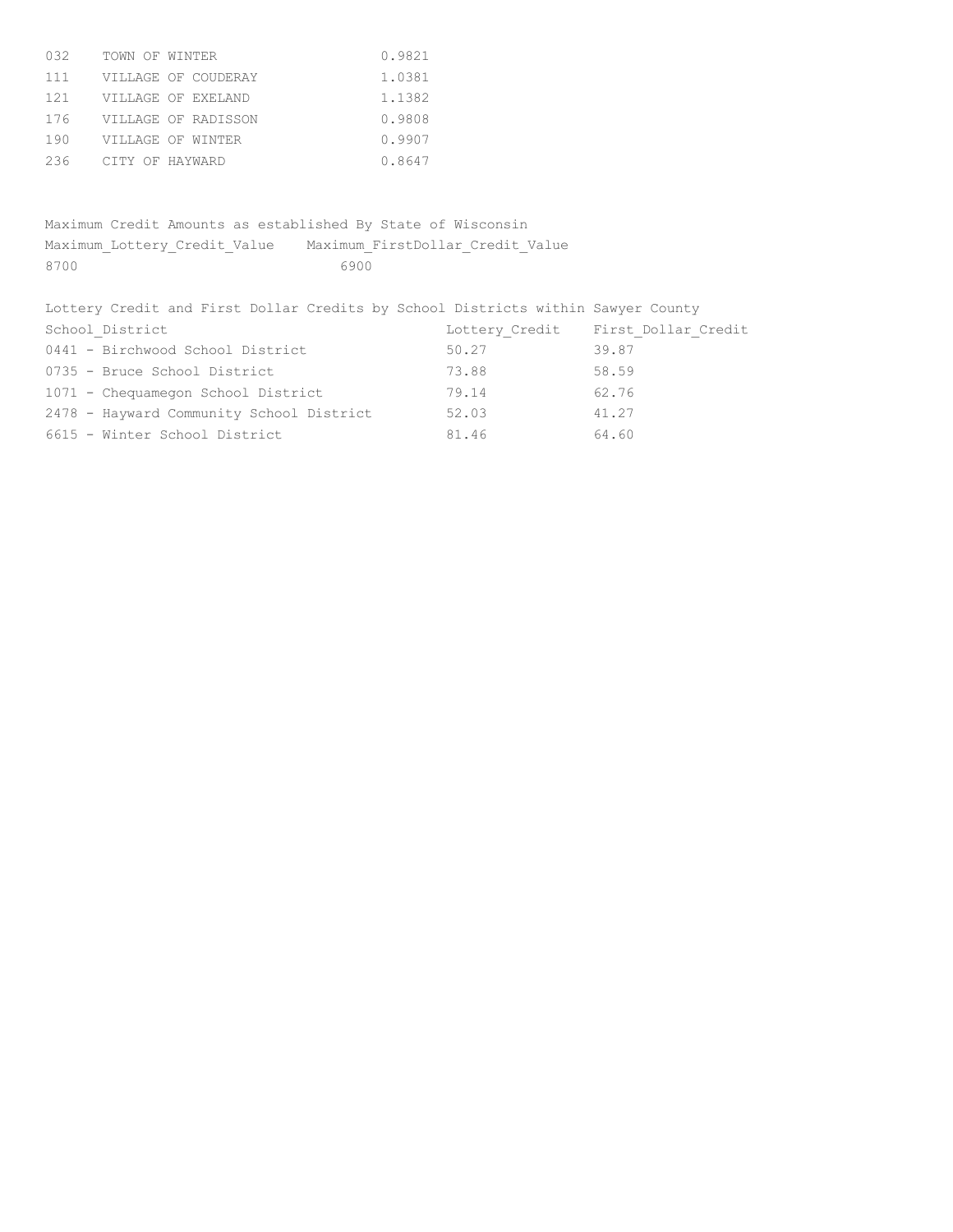| | | |
|---|---|---|
| 032 | TOWN OF WINTER | 0.9821 |
| 111 | VILLAGE OF COUDERAY | 1.0381 |
| 121 | VILLAGE OF EXELAND | 1.1382 |
| 176 | VILLAGE OF RADISSON | 0.9808 |
| 190 | VILLAGE OF WINTER | 0.9907 |
| 236 | CITY OF HAYWARD | 0.8647 |

Maximum Credit Amounts as established By State of Wisconsin

| Maximum_Lottery_Credit_Value | Maximum_FirstDollar_Credit_Value |
|---|---|
| 8700 | 6900 |

Lottery Credit and First Dollar Credits by School Districts within Sawyer County

| School_District | Lottery_Credit | First_Dollar_Credit |
|---|---|---|
| 0441 - Birchwood School District | 50.27 | 39.87 |
| 0735 - Bruce School District | 73.88 | 58.59 |
| 1071 - Chequamegon School District | 79.14 | 62.76 |
| 2478 - Hayward Community School District | 52.03 | 41.27 |
| 6615 - Winter School District | 81.46 | 64.60 |